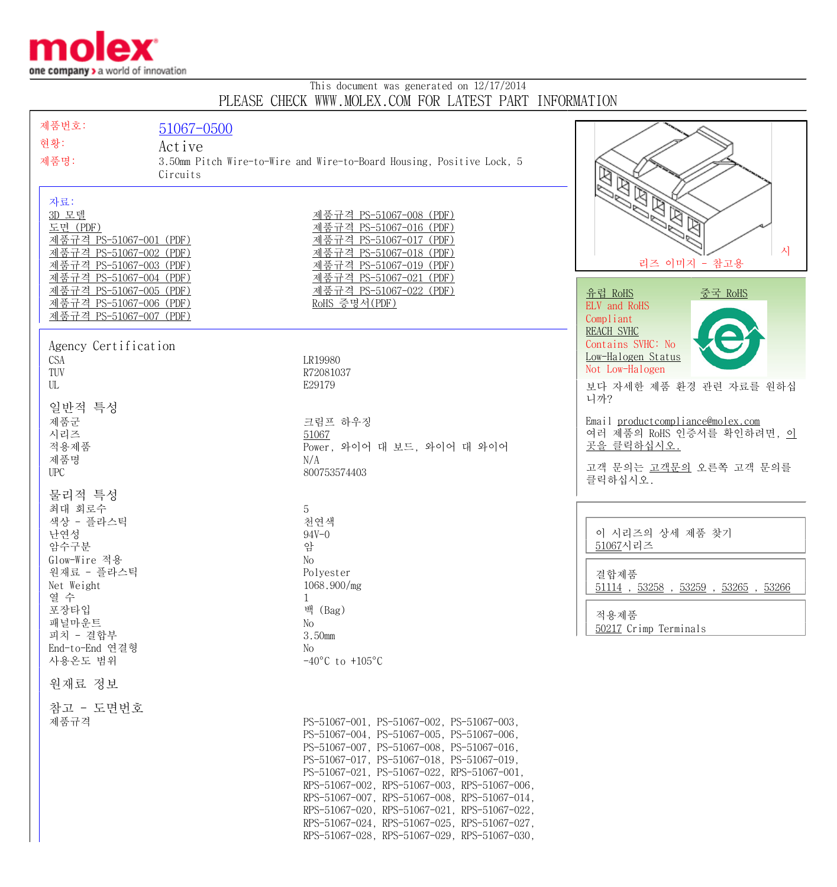molex
one company > a world of innovation

This document was generated on 12/17/2014
PLEASE CHECK WWW.MOLEX.COM FOR LATEST PART INFORMATION

제품번호: 51067-0500
현황: Active
제품명: 3.50mm Pitch Wire-to-Wire and Wire-to-Board Housing, Positive Lock, 5 Circuits

자료:
- 3D 모델
- 도면 (PDF)
- 제품규격 PS-51067-001 (PDF)
- 제품규격 PS-51067-002 (PDF)
- 제품규격 PS-51067-003 (PDF)
- 제품규격 PS-51067-004 (PDF)
- 제품규격 PS-51067-005 (PDF)
- 제품규격 PS-51067-006 (PDF)
- 제품규격 PS-51067-007 (PDF)
- 제품규격 PS-51067-008 (PDF)
- 제품규격 PS-51067-016 (PDF)
- 제품규격 PS-51067-017 (PDF)
- 제품규격 PS-51067-018 (PDF)
- 제품규격 PS-51067-019 (PDF)
- 제품규격 PS-51067-021 (PDF)
- 제품규격 PS-51067-022 (PDF)
- RoHS 증명서(PDF)

시리즈 이미지 - 참고용

유럽 RoHS　　중국 RoHS
ELV and RoHS
Compliant
REACH SVHC
Contains SVHC: No
Low-Halogen Status
Not Low-Halogen

보다 자세한 제품 환경 관련 자료를 원하십니까?

Email productcompliance@molex.com
여러 제품의 RoHS 인증서를 확인하려면, 이곳을 클릭하십시오.

고객 문의는 고객문의 오른쪽 고객 문의를 클릭하십시오.

이 시리즈의 상세 제품 찾기
51067시리즈

결합제품
51114 , 53258 , 53259 , 53265 , 53266

적용제품
50217 Crimp Terminals

## Agency Certification

| | |
|---|---|
| CSA | LR19980 |
| TUV | R72081037 |
| UL | E29179 |

## 일반적 특성

| | |
|---|---|
| 제품군 | 크림프 하우징 |
| 시리즈 | 51067 |
| 적용제품 | Power, 와이어 대 보드, 와이어 대 와이어 |
| 제품명 | N/A |
| UPC | 800753574403 |

## 물리적 특성

| | |
|---|---|
| 최대 회로수 | 5 |
| 색상 - 플라스틱 | 천연색 |
| 난연성 | 94V-0 |
| 암수구분 | 암 |
| Glow-Wire 적용 | No |
| 원재료 - 플라스틱 | Polyester |
| Net Weight | 1068.900/mg |
| 열 수 | 1 |
| 포장타입 | 백 (Bag) |
| 패널마운트 | No |
| 피치 - 결합부 | 3.50mm |
| End-to-End 연결형 | No |
| 사용온도 범위 | -40°C to +105°C |

## 원재료 정보

## 참고 - 도면번호

| | |
|---|---|
| 제품규격 | PS-51067-001, PS-51067-002, PS-51067-003, PS-51067-004, PS-51067-005, PS-51067-006, PS-51067-007, PS-51067-008, PS-51067-016, PS-51067-017, PS-51067-018, PS-51067-019, PS-51067-021, PS-51067-022, RPS-51067-001, RPS-51067-002, RPS-51067-003, RPS-51067-006, RPS-51067-007, RPS-51067-008, RPS-51067-014, RPS-51067-020, RPS-51067-021, RPS-51067-022, RPS-51067-024, RPS-51067-025, RPS-51067-027, RPS-51067-028, RPS-51067-029, RPS-51067-030, |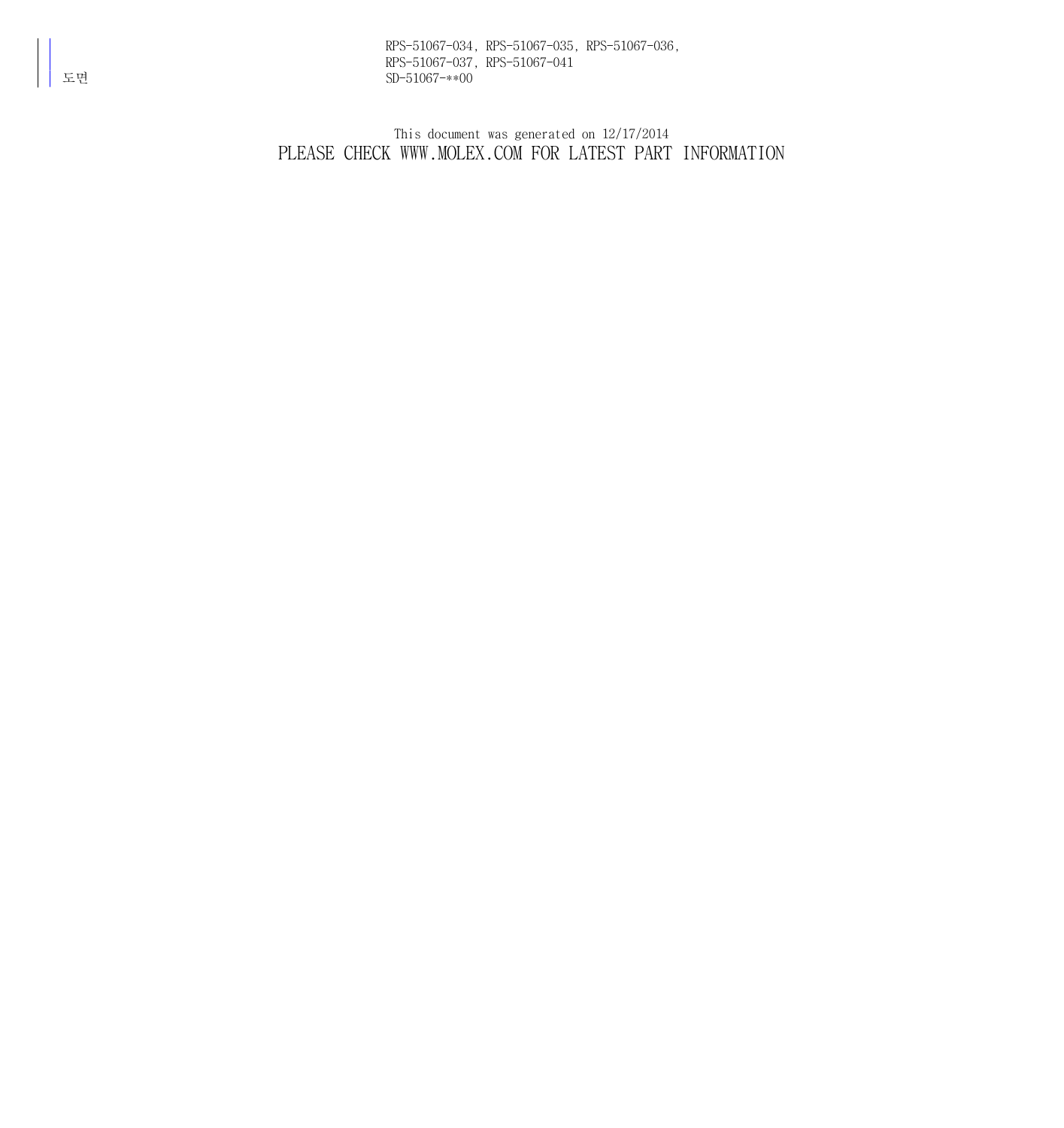도면

RPS-51067-034, RPS-51067-035, RPS-51067-036,
RPS-51067-037, RPS-51067-041
SD-51067-**00

This document was generated on 12/17/2014

PLEASE CHECK WWW.MOLEX.COM FOR LATEST PART INFORMATION